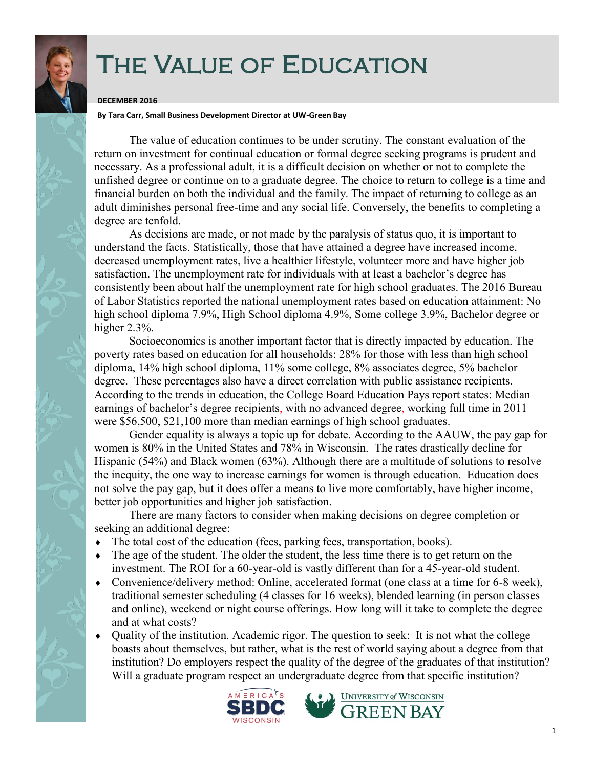# The Value of Education

**DECEMBER 2016**

**By Tara Carr, Small Business Development Director at UW-Green Bay**

The value of education continues to be under scrutiny. The constant evaluation of the return on investment for continual education or formal degree seeking programs is prudent and necessary. As a professional adult, it is a difficult decision on whether or not to complete the unfished degree or continue on to a graduate degree. The choice to return to college is a time and financial burden on both the individual and the family. The impact of returning to college as an adult diminishes personal free-time and any social life. Conversely, the benefits to completing a degree are tenfold.

As decisions are made, or not made by the paralysis of status quo, it is important to understand the facts. Statistically, those that have attained a degree have increased income, decreased unemployment rates, live a healthier lifestyle, volunteer more and have higher job satisfaction. The unemployment rate for individuals with at least a bachelor's degree has consistently been about half the unemployment rate for high school graduates. The 2016 Bureau of Labor Statistics reported the national unemployment rates based on education attainment: No high school diploma 7.9%, High School diploma 4.9%, Some college 3.9%, Bachelor degree or higher 2.3%.

Socioeconomics is another important factor that is directly impacted by education. The poverty rates based on education for all households: 28% for those with less than high school diploma, 14% high school diploma, 11% some college, 8% associates degree, 5% bachelor degree. These percentages also have a direct correlation with public assistance recipients. According to the trends in education, the College Board Education Pays report states: Median earnings of bachelor's degree recipients, with no advanced degree, working full time in 2011 were $56,500, $21,100 more than median earnings of high school graduates.

Gender equality is always a topic up for debate. According to the AAUW, the pay gap for women is 80% in the United States and 78% in Wisconsin. The rates drastically decline for Hispanic (54%) and Black women (63%). Although there are a multitude of solutions to resolve the inequity, the one way to increase earnings for women is through education. Education does not solve the pay gap, but it does offer a means to live more comfortably, have higher income, better job opportunities and higher job satisfaction.

There are many factors to consider when making decisions on degree completion or seeking an additional degree:

- The total cost of the education (fees, parking fees, transportation, books).
- The age of the student. The older the student, the less time there is to get return on the investment. The ROI for a 60-year-old is vastly different than for a 45-year-old student.
- Convenience/delivery method: Online, accelerated format (one class at a time for 6-8 week), traditional semester scheduling (4 classes for 16 weeks), blended learning (in person classes and online), weekend or night course offerings. How long will it take to complete the degree and at what costs?
- Quality of the institution. Academic rigor. The question to seek: It is not what the college boasts about themselves, but rather, what is the rest of world saying about a degree from that institution? Do employers respect the quality of the degree of the graduates of that institution? Will a graduate program respect an undergraduate degree from that specific institution?

AMERICA'S SBDC WISCONSIN | UNIVERSITY of WISCONSIN GREEN BAY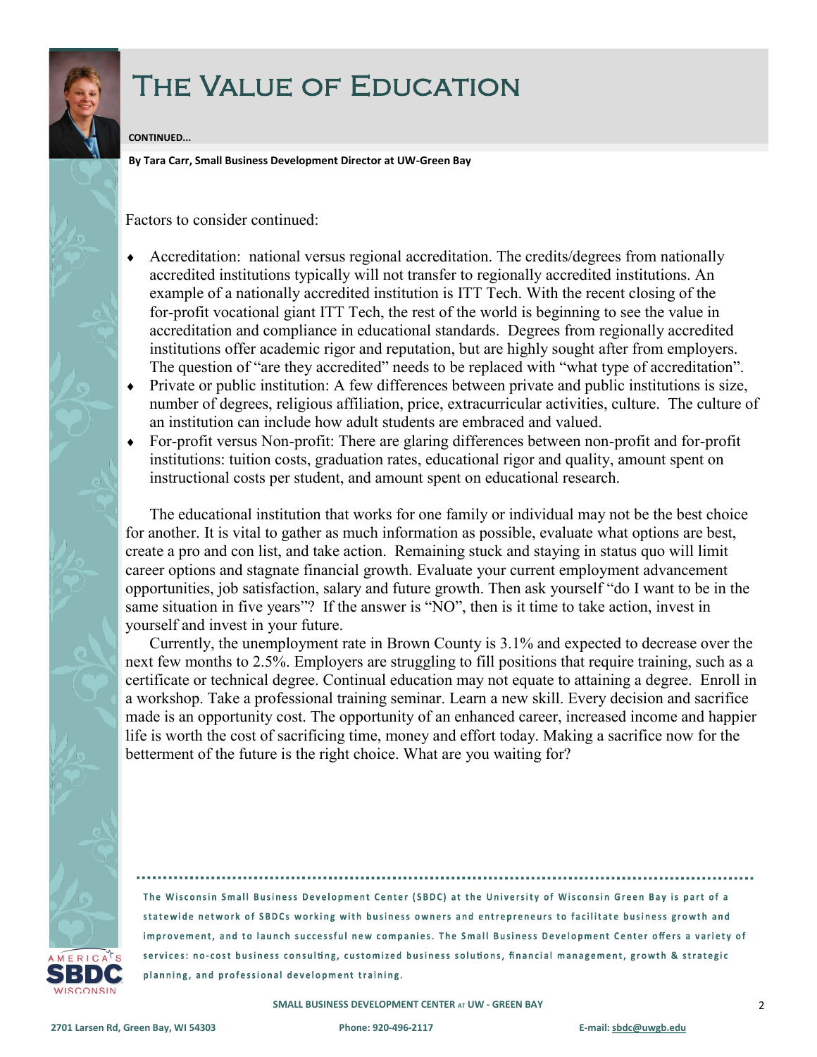# The Value of Education

**CONTINUED…**

**By Tara Carr, Small Business Development Director at UW-Green Bay**

Factors to consider continued:

- Accreditation: national versus regional accreditation. The credits/degrees from nationally accredited institutions typically will not transfer to regionally accredited institutions. An example of a nationally accredited institution is ITT Tech. With the recent closing of the for-profit vocational giant ITT Tech, the rest of the world is beginning to see the value in accreditation and compliance in educational standards. Degrees from regionally accredited institutions offer academic rigor and reputation, but are highly sought after from employers. The question of "are they accredited" needs to be replaced with "what type of accreditation".
- Private or public institution: A few differences between private and public institutions is size, number of degrees, religious affiliation, price, extracurricular activities, culture. The culture of an institution can include how adult students are embraced and valued.
- For-profit versus Non-profit: There are glaring differences between non-profit and for-profit institutions: tuition costs, graduation rates, educational rigor and quality, amount spent on instructional costs per student, and amount spent on educational research.

The educational institution that works for one family or individual may not be the best choice for another. It is vital to gather as much information as possible, evaluate what options are best, create a pro and con list, and take action. Remaining stuck and staying in status quo will limit career options and stagnate financial growth. Evaluate your current employment advancement opportunities, job satisfaction, salary and future growth. Then ask yourself "do I want to be in the same situation in five years"? If the answer is "NO", then is it time to take action, invest in yourself and invest in your future.

Currently, the unemployment rate in Brown County is 3.1% and expected to decrease over the next few months to 2.5%. Employers are struggling to fill positions that require training, such as a certificate or technical degree. Continual education may not equate to attaining a degree. Enroll in a workshop. Take a professional training seminar. Learn a new skill. Every decision and sacrifice made is an opportunity cost. The opportunity of an enhanced career, increased income and happier life is worth the cost of sacrificing time, money and effort today. Making a sacrifice now for the betterment of the future is the right choice. What are you waiting for?

---

The Wisconsin Small Business Development Center (SBDC) at the University of Wisconsin Green Bay is part of a statewide network of SBDCs working with business owners and entrepreneurs to facilitate business growth and improvement, and to launch successful new companies. The Small Business Development Center offers a variety of services: no-cost business consulting, customized business solutions, financial management, growth & strategic planning, and professional development training.

**SMALL BUSINESS DEVELOPMENT CENTER AT UW - GREEN BAY**

**2701 Larsen Rd, Green Bay, WI 54303** **Phone: 920-496-2117** **E-mail: sbdc@uwgb.edu**